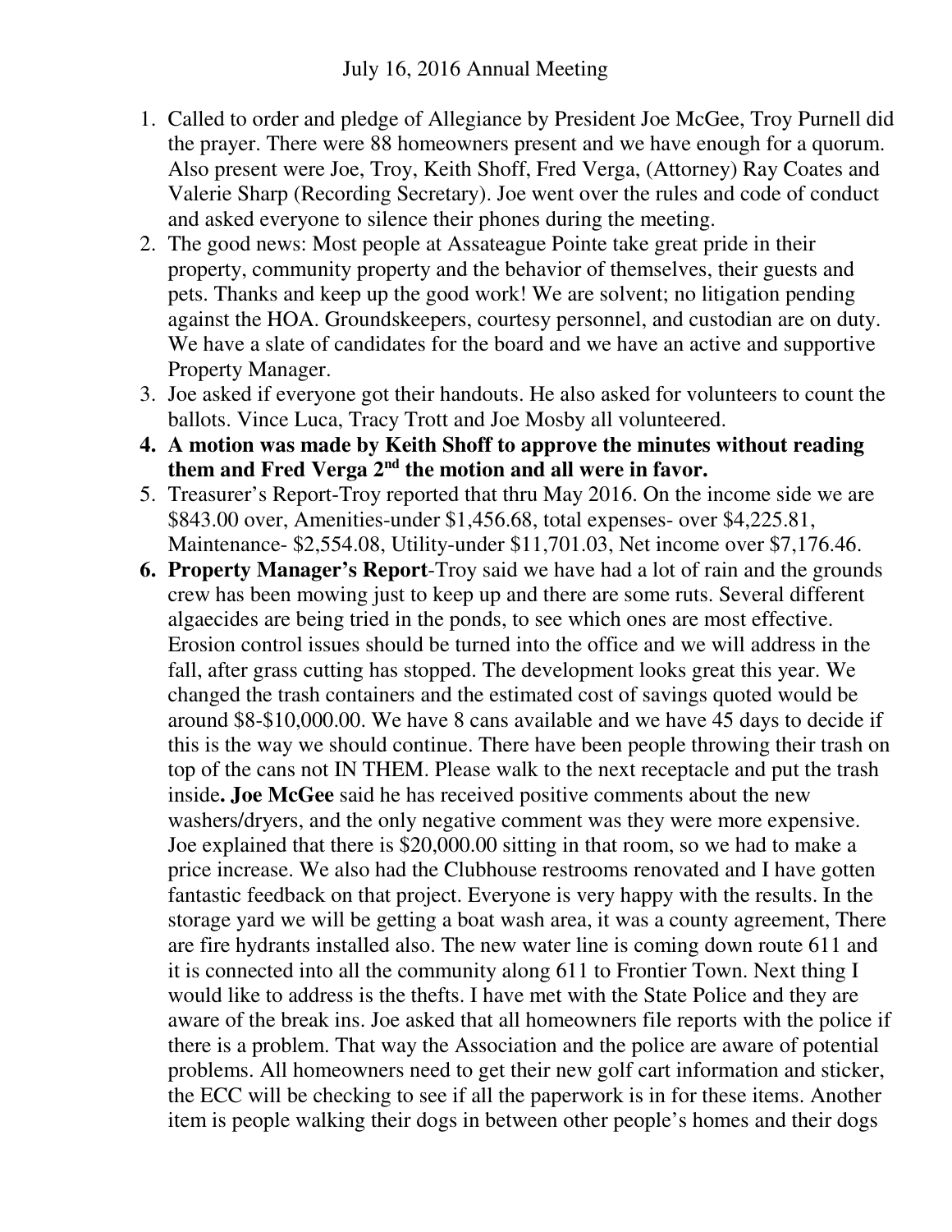# July 16, 2016 Annual Meeting

1. Called to order and pledge of Allegiance by President Joe McGee, Troy Purnell did the prayer. There were 88 homeowners present and we have enough for a quorum. Also present were Joe, Troy, Keith Shoff, Fred Verga, (Attorney) Ray Coates and Valerie Sharp (Recording Secretary). Joe went over the rules and code of conduct and asked everyone to silence their phones during the meeting.
2. The good news: Most people at Assateague Pointe take great pride in their property, community property and the behavior of themselves, their guests and pets. Thanks and keep up the good work! We are solvent; no litigation pending against the HOA. Groundskeepers, courtesy personnel, and custodian are on duty. We have a slate of candidates for the board and we have an active and supportive Property Manager.
3. Joe asked if everyone got their handouts. He also asked for volunteers to count the ballots. Vince Luca, Tracy Trott and Joe Mosby all volunteered.
4. **A motion was made by Keith Shoff to approve the minutes without reading them and Fred Verga 2nd the motion and all were in favor.**
5. Treasurer's Report-Troy reported that thru May 2016. On the income side we are $843.00 over, Amenities-under $1,456.68, total expenses- over $4,225.81, Maintenance- $2,554.08, Utility-under $11,701.03, Net income over $7,176.46.
6. **Property Manager's Report**-Troy said we have had a lot of rain and the grounds crew has been mowing just to keep up and there are some ruts. Several different algaecides are being tried in the ponds, to see which ones are most effective. Erosion control issues should be turned into the office and we will address in the fall, after grass cutting has stopped. The development looks great this year. We changed the trash containers and the estimated cost of savings quoted would be around $8-$10,000.00. We have 8 cans available and we have 45 days to decide if this is the way we should continue. There have been people throwing their trash on top of the cans not IN THEM. Please walk to the next receptacle and put the trash inside**. Joe McGee** said he has received positive comments about the new washers/dryers, and the only negative comment was they were more expensive. Joe explained that there is $20,000.00 sitting in that room, so we had to make a price increase. We also had the Clubhouse restrooms renovated and I have gotten fantastic feedback on that project. Everyone is very happy with the results. In the storage yard we will be getting a boat wash area, it was a county agreement, There are fire hydrants installed also. The new water line is coming down route 611 and it is connected into all the community along 611 to Frontier Town. Next thing I would like to address is the thefts. I have met with the State Police and they are aware of the break ins. Joe asked that all homeowners file reports with the police if there is a problem. That way the Association and the police are aware of potential problems. All homeowners need to get their new golf cart information and sticker, the ECC will be checking to see if all the paperwork is in for these items. Another item is people walking their dogs in between other people's homes and their dogs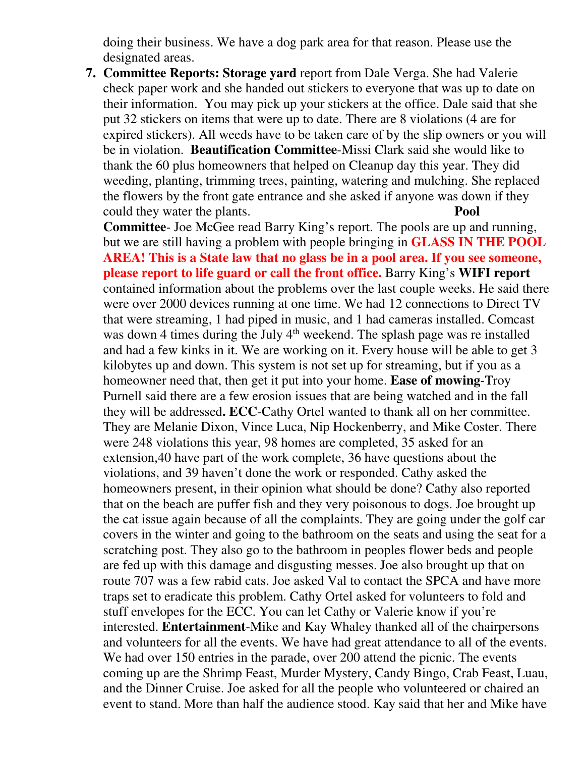doing their business. We have a dog park area for that reason. Please use the designated areas.

7. **Committee Reports: Storage yard** report from Dale Verga. She had Valerie check paper work and she handed out stickers to everyone that was up to date on their information. You may pick up your stickers at the office. Dale said that she put 32 stickers on items that were up to date. There are 8 violations (4 are for expired stickers). All weeds have to be taken care of by the slip owners or you will be in violation. **Beautification Committee**-Missi Clark said she would like to thank the 60 plus homeowners that helped on Cleanup day this year. They did weeding, planting, trimming trees, painting, watering and mulching. She replaced the flowers by the front gate entrance and she asked if anyone was down if they could they water the plants. **Pool Committee**- Joe McGee read Barry King's report. The pools are up and running, but we are still having a problem with people bringing in **GLASS IN THE POOL AREA! This is a State law that no glass be in a pool area. If you see someone, please report to life guard or call the front office.** Barry King's **WIFI report** contained information about the problems over the last couple weeks. He said there were over 2000 devices running at one time. We had 12 connections to Direct TV that were streaming, 1 had piped in music, and 1 had cameras installed. Comcast was down 4 times during the July 4th weekend. The splash page was re installed and had a few kinks in it. We are working on it. Every house will be able to get 3 kilobytes up and down. This system is not set up for streaming, but if you as a homeowner need that, then get it put into your home. **Ease of mowing**-Troy Purnell said there are a few erosion issues that are being watched and in the fall they will be addressed**. ECC**-Cathy Ortel wanted to thank all on her committee. They are Melanie Dixon, Vince Luca, Nip Hockenberry, and Mike Coster. There were 248 violations this year, 98 homes are completed, 35 asked for an extension,40 have part of the work complete, 36 have questions about the violations, and 39 haven't done the work or responded. Cathy asked the homeowners present, in their opinion what should be done? Cathy also reported that on the beach are puffer fish and they very poisonous to dogs. Joe brought up the cat issue again because of all the complaints. They are going under the golf car covers in the winter and going to the bathroom on the seats and using the seat for a scratching post. They also go to the bathroom in peoples flower beds and people are fed up with this damage and disgusting messes. Joe also brought up that on route 707 was a few rabid cats. Joe asked Val to contact the SPCA and have more traps set to eradicate this problem. Cathy Ortel asked for volunteers to fold and stuff envelopes for the ECC. You can let Cathy or Valerie know if you're interested. **Entertainment**-Mike and Kay Whaley thanked all of the chairpersons and volunteers for all the events. We have had great attendance to all of the events. We had over 150 entries in the parade, over 200 attend the picnic. The events coming up are the Shrimp Feast, Murder Mystery, Candy Bingo, Crab Feast, Luau, and the Dinner Cruise. Joe asked for all the people who volunteered or chaired an event to stand. More than half the audience stood. Kay said that her and Mike have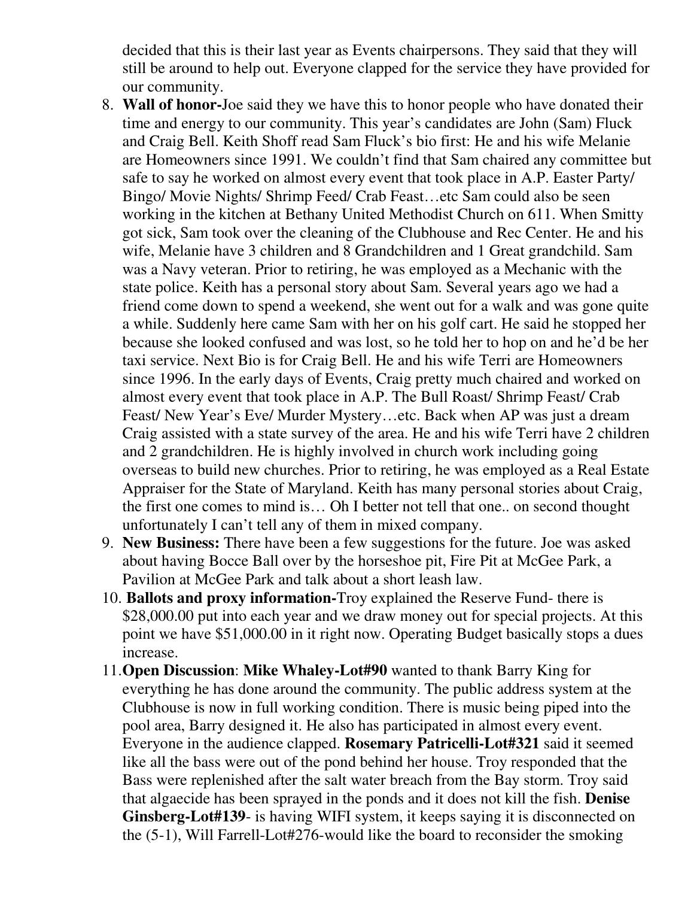decided that this is their last year as Events chairpersons. They said that they will still be around to help out. Everyone clapped for the service they have provided for our community.

8. **Wall of honor-**Joe said they we have this to honor people who have donated their time and energy to our community. This year's candidates are John (Sam) Fluck and Craig Bell. Keith Shoff read Sam Fluck's bio first: He and his wife Melanie are Homeowners since 1991. We couldn't find that Sam chaired any committee but safe to say he worked on almost every event that took place in A.P. Easter Party/ Bingo/ Movie Nights/ Shrimp Feed/ Crab Feast…etc Sam could also be seen working in the kitchen at Bethany United Methodist Church on 611. When Smitty got sick, Sam took over the cleaning of the Clubhouse and Rec Center. He and his wife, Melanie have 3 children and 8 Grandchildren and 1 Great grandchild. Sam was a Navy veteran. Prior to retiring, he was employed as a Mechanic with the state police. Keith has a personal story about Sam. Several years ago we had a friend come down to spend a weekend, she went out for a walk and was gone quite a while. Suddenly here came Sam with her on his golf cart. He said he stopped her because she looked confused and was lost, so he told her to hop on and he'd be her taxi service. Next Bio is for Craig Bell. He and his wife Terri are Homeowners since 1996. In the early days of Events, Craig pretty much chaired and worked on almost every event that took place in A.P. The Bull Roast/ Shrimp Feast/ Crab Feast/ New Year's Eve/ Murder Mystery…etc. Back when AP was just a dream Craig assisted with a state survey of the area. He and his wife Terri have 2 children and 2 grandchildren. He is highly involved in church work including going overseas to build new churches. Prior to retiring, he was employed as a Real Estate Appraiser for the State of Maryland. Keith has many personal stories about Craig, the first one comes to mind is… Oh I better not tell that one.. on second thought unfortunately I can't tell any of them in mixed company.
9. **New Business:** There have been a few suggestions for the future. Joe was asked about having Bocce Ball over by the horseshoe pit, Fire Pit at McGee Park, a Pavilion at McGee Park and talk about a short leash law.
10. **Ballots and proxy information-**Troy explained the Reserve Fund- there is $28,000.00 put into each year and we draw money out for special projects. At this point we have $51,000.00 in it right now. Operating Budget basically stops a dues increase.
11. **Open Discussion**: **Mike Whaley-Lot#90** wanted to thank Barry King for everything he has done around the community. The public address system at the Clubhouse is now in full working condition. There is music being piped into the pool area, Barry designed it. He also has participated in almost every event. Everyone in the audience clapped. **Rosemary Patricelli-Lot#321** said it seemed like all the bass were out of the pond behind her house. Troy responded that the Bass were replenished after the salt water breach from the Bay storm. Troy said that algaecide has been sprayed in the ponds and it does not kill the fish. **Denise Ginsberg-Lot#139**- is having WIFI system, it keeps saying it is disconnected on the (5-1), Will Farrell-Lot#276-would like the board to reconsider the smoking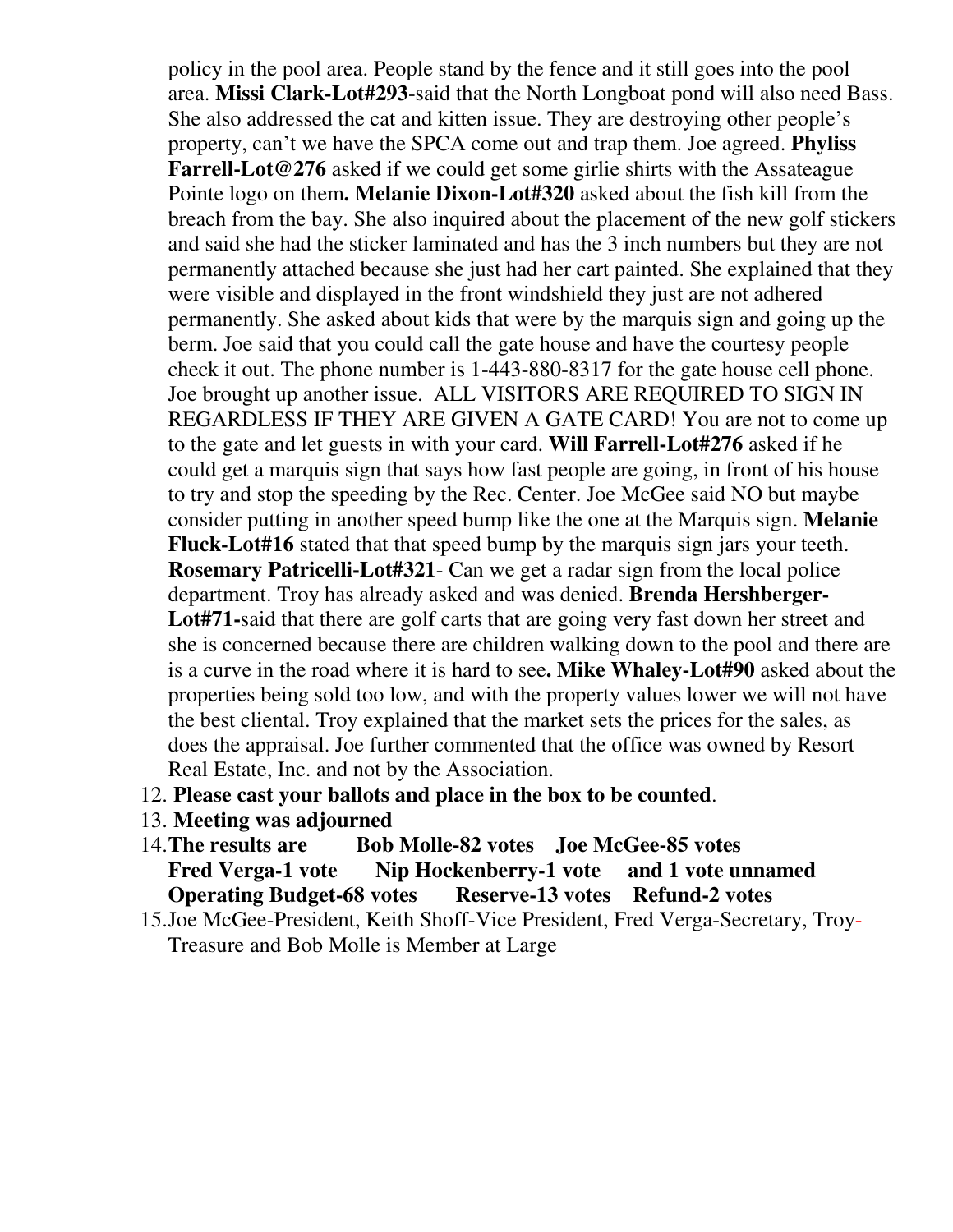policy in the pool area. People stand by the fence and it still goes into the pool area. **Missi Clark-Lot#293**-said that the North Longboat pond will also need Bass. She also addressed the cat and kitten issue. They are destroying other people's property, can't we have the SPCA come out and trap them. Joe agreed. **Phyliss Farrell-Lot@276** asked if we could get some girlie shirts with the Assateague Pointe logo on them**. Melanie Dixon-Lot#320** asked about the fish kill from the breach from the bay. She also inquired about the placement of the new golf stickers and said she had the sticker laminated and has the 3 inch numbers but they are not permanently attached because she just had her cart painted. She explained that they were visible and displayed in the front windshield they just are not adhered permanently. She asked about kids that were by the marquis sign and going up the berm. Joe said that you could call the gate house and have the courtesy people check it out. The phone number is 1-443-880-8317 for the gate house cell phone. Joe brought up another issue. ALL VISITORS ARE REQUIRED TO SIGN IN REGARDLESS IF THEY ARE GIVEN A GATE CARD! You are not to come up to the gate and let guests in with your card. **Will Farrell-Lot#276** asked if he could get a marquis sign that says how fast people are going, in front of his house to try and stop the speeding by the Rec. Center. Joe McGee said NO but maybe consider putting in another speed bump like the one at the Marquis sign. **Melanie Fluck-Lot#16** stated that that speed bump by the marquis sign jars your teeth. **Rosemary Patricelli-Lot#321**- Can we get a radar sign from the local police department. Troy has already asked and was denied. **Brenda Hershberger-Lot#71-**said that there are golf carts that are going very fast down her street and she is concerned because there are children walking down to the pool and there are is a curve in the road where it is hard to see**. Mike Whaley-Lot#90** asked about the properties being sold too low, and with the property values lower we will not have the best cliental. Troy explained that the market sets the prices for the sales, as does the appraisal. Joe further commented that the office was owned by Resort Real Estate, Inc. and not by the Association.

12. **Please cast your ballots and place in the box to be counted**.
13. **Meeting was adjourned**
14. **The results are Bob Molle-82 votes Joe McGee-85 votes**
    **Fred Verga-1 vote Nip Hockenberry-1 vote and 1 vote unnamed**
    **Operating Budget-68 votes Reserve-13 votes Refund-2 votes**
15. Joe McGee-President, Keith Shoff-Vice President, Fred Verga-Secretary, Troy-Treasure and Bob Molle is Member at Large